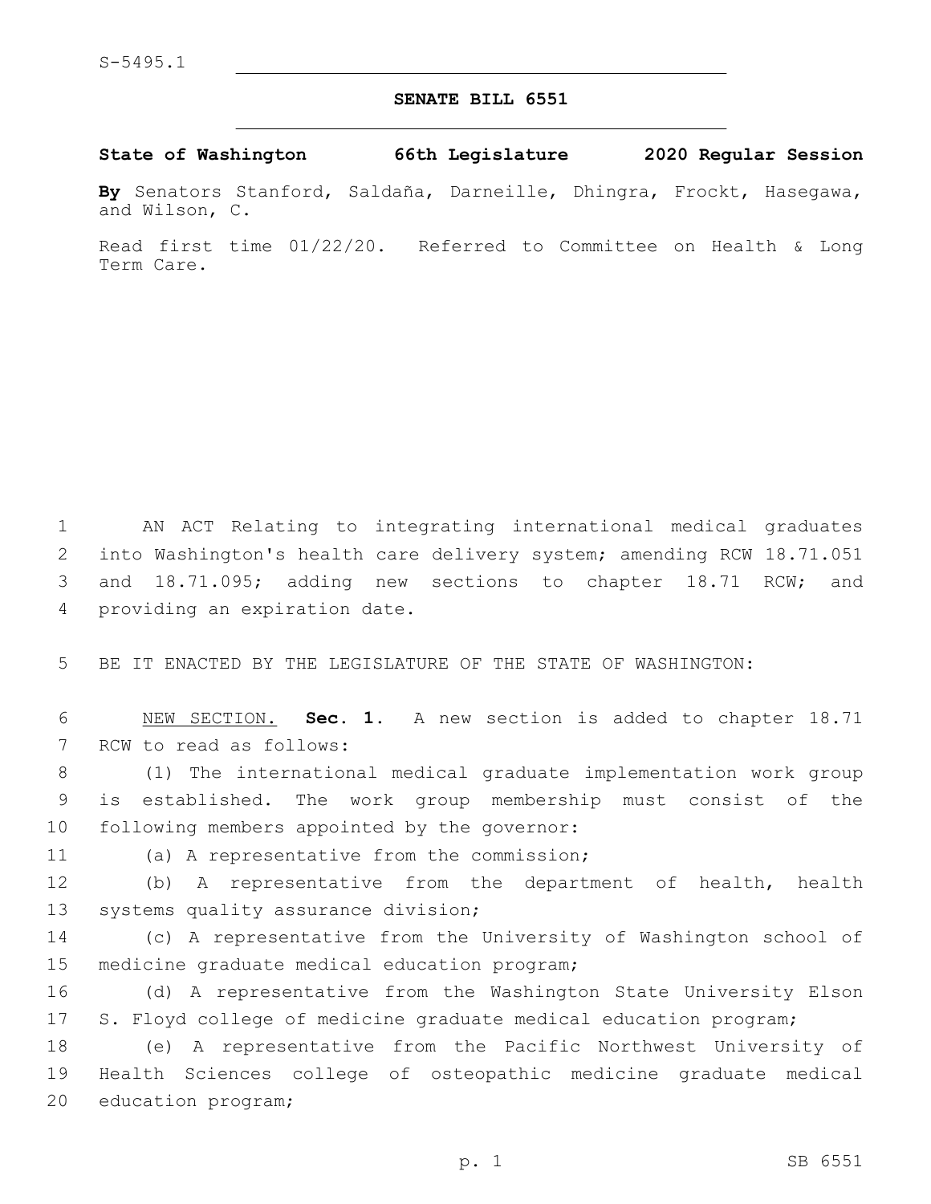S-5495.1

# SENATE BILL 6551

**State of Washington 66th Legislature 2020 Regular Session**

**By** Senators Stanford, Saldaña, Darneille, Dhingra, Frockt, Hasegawa, and Wilson, C.

Read first time 01/22/20. Referred to Committee on Health & Long Term Care.

AN ACT Relating to integrating international medical graduates into Washington's health care delivery system; amending RCW 18.71.051 and 18.71.095; adding new sections to chapter 18.71 RCW; and providing an expiration date.

BE IT ENACTED BY THE LEGISLATURE OF THE STATE OF WASHINGTON:

NEW SECTION. **Sec. 1.** A new section is added to chapter 18.71 RCW to read as follows:

(1) The international medical graduate implementation work group is established. The work group membership must consist of the following members appointed by the governor:

(a) A representative from the commission;

(b) A representative from the department of health, health systems quality assurance division;

(c) A representative from the University of Washington school of medicine graduate medical education program;

(d) A representative from the Washington State University Elson S. Floyd college of medicine graduate medical education program;

(e) A representative from the Pacific Northwest University of Health Sciences college of osteopathic medicine graduate medical education program;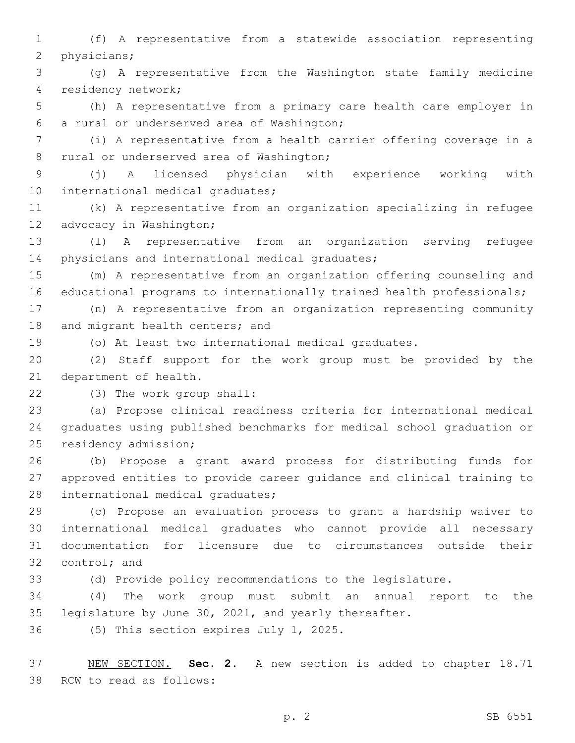(f) A representative from a statewide association representing physicians;

(g) A representative from the Washington state family medicine residency network;

(h) A representative from a primary care health care employer in a rural or underserved area of Washington;

(i) A representative from a health carrier offering coverage in a rural or underserved area of Washington;

(j) A licensed physician with experience working with international medical graduates;

(k) A representative from an organization specializing in refugee advocacy in Washington;

(l) A representative from an organization serving refugee physicians and international medical graduates;

(m) A representative from an organization offering counseling and educational programs to internationally trained health professionals;

(n) A representative from an organization representing community and migrant health centers; and

(o) At least two international medical graduates.

(2) Staff support for the work group must be provided by the department of health.

(3) The work group shall:

(a) Propose clinical readiness criteria for international medical graduates using published benchmarks for medical school graduation or residency admission;

(b) Propose a grant award process for distributing funds for approved entities to provide career guidance and clinical training to international medical graduates;

(c) Propose an evaluation process to grant a hardship waiver to international medical graduates who cannot provide all necessary documentation for licensure due to circumstances outside their control; and

(d) Provide policy recommendations to the legislature.

(4) The work group must submit an annual report to the legislature by June 30, 2021, and yearly thereafter.

(5) This section expires July 1, 2025.

NEW SECTION. **Sec. 2.** A new section is added to chapter 18.71 RCW to read as follows: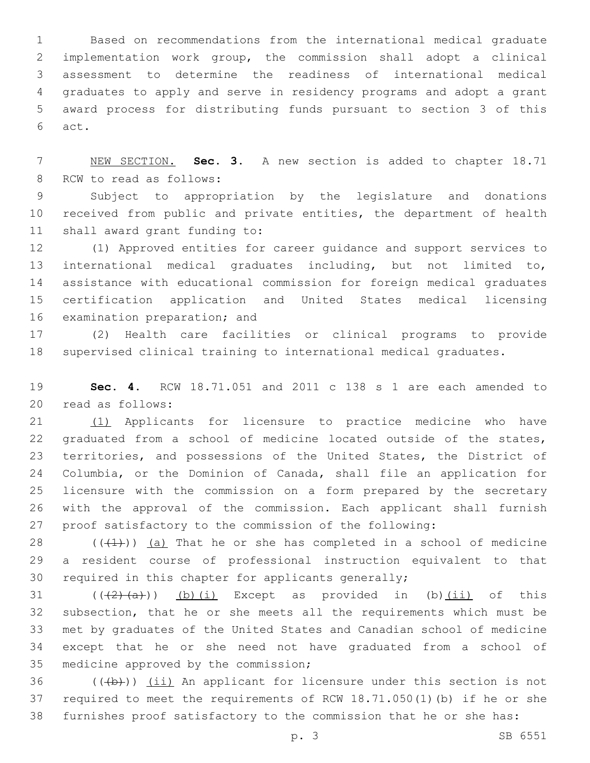Based on recommendations from the international medical graduate implementation work group, the commission shall adopt a clinical assessment to determine the readiness of international medical graduates to apply and serve in residency programs and adopt a grant award process for distributing funds pursuant to section 3 of this act.

NEW SECTION. **Sec. 3.** A new section is added to chapter 18.71 RCW to read as follows:

Subject to appropriation by the legislature and donations received from public and private entities, the department of health shall award grant funding to:

(1) Approved entities for career guidance and support services to international medical graduates including, but not limited to, assistance with educational commission for foreign medical graduates certification application and United States medical licensing examination preparation; and

(2) Health care facilities or clinical programs to provide supervised clinical training to international medical graduates.

**Sec. 4.** RCW 18.71.051 and 2011 c 138 s 1 are each amended to read as follows:

(1) Applicants for licensure to practice medicine who have graduated from a school of medicine located outside of the states, territories, and possessions of the United States, the District of Columbia, or the Dominion of Canada, shall file an application for licensure with the commission on a form prepared by the secretary with the approval of the commission. Each applicant shall furnish proof satisfactory to the commission of the following:

(((1))) (a) That he or she has completed in a school of medicine a resident course of professional instruction equivalent to that required in this chapter for applicants generally;

(((2)(a))) (b)(i) Except as provided in (b)(ii) of this subsection, that he or she meets all the requirements which must be met by graduates of the United States and Canadian school of medicine except that he or she need not have graduated from a school of medicine approved by the commission;

(((b))) (ii) An applicant for licensure under this section is not required to meet the requirements of RCW 18.71.050(1)(b) if he or she furnishes proof satisfactory to the commission that he or she has: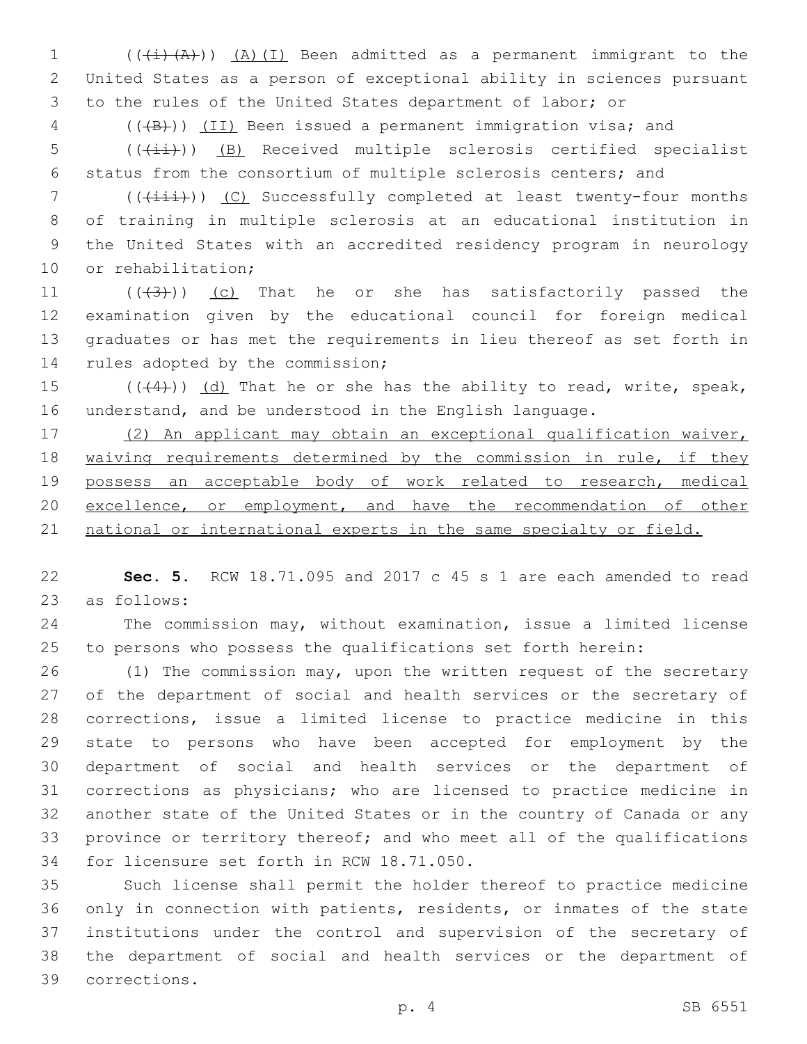((~~(i)(A)~~)) (A)(I) Been admitted as a permanent immigrant to the United States as a person of exceptional ability in sciences pursuant to the rules of the United States department of labor; or

((~~(B)~~)) (II) Been issued a permanent immigration visa; and

((~~(ii)~~)) (B) Received multiple sclerosis certified specialist status from the consortium of multiple sclerosis centers; and

((~~(iii)~~)) (C) Successfully completed at least twenty-four months of training in multiple sclerosis at an educational institution in the United States with an accredited residency program in neurology or rehabilitation;

((~~(3)~~)) (c) That he or she has satisfactorily passed the examination given by the educational council for foreign medical graduates or has met the requirements in lieu thereof as set forth in rules adopted by the commission;

((~~(4)~~)) (d) That he or she has the ability to read, write, speak, understand, and be understood in the English language.

(2) An applicant may obtain an exceptional qualification waiver, waiving requirements determined by the commission in rule, if they possess an acceptable body of work related to research, medical excellence, or employment, and have the recommendation of other national or international experts in the same specialty or field.

**Sec. 5.** RCW 18.71.095 and 2017 c 45 s 1 are each amended to read as follows:

The commission may, without examination, issue a limited license to persons who possess the qualifications set forth herein:

(1) The commission may, upon the written request of the secretary of the department of social and health services or the secretary of corrections, issue a limited license to practice medicine in this state to persons who have been accepted for employment by the department of social and health services or the department of corrections as physicians; who are licensed to practice medicine in another state of the United States or in the country of Canada or any province or territory thereof; and who meet all of the qualifications for licensure set forth in RCW 18.71.050.

Such license shall permit the holder thereof to practice medicine only in connection with patients, residents, or inmates of the state institutions under the control and supervision of the secretary of the department of social and health services or the department of corrections.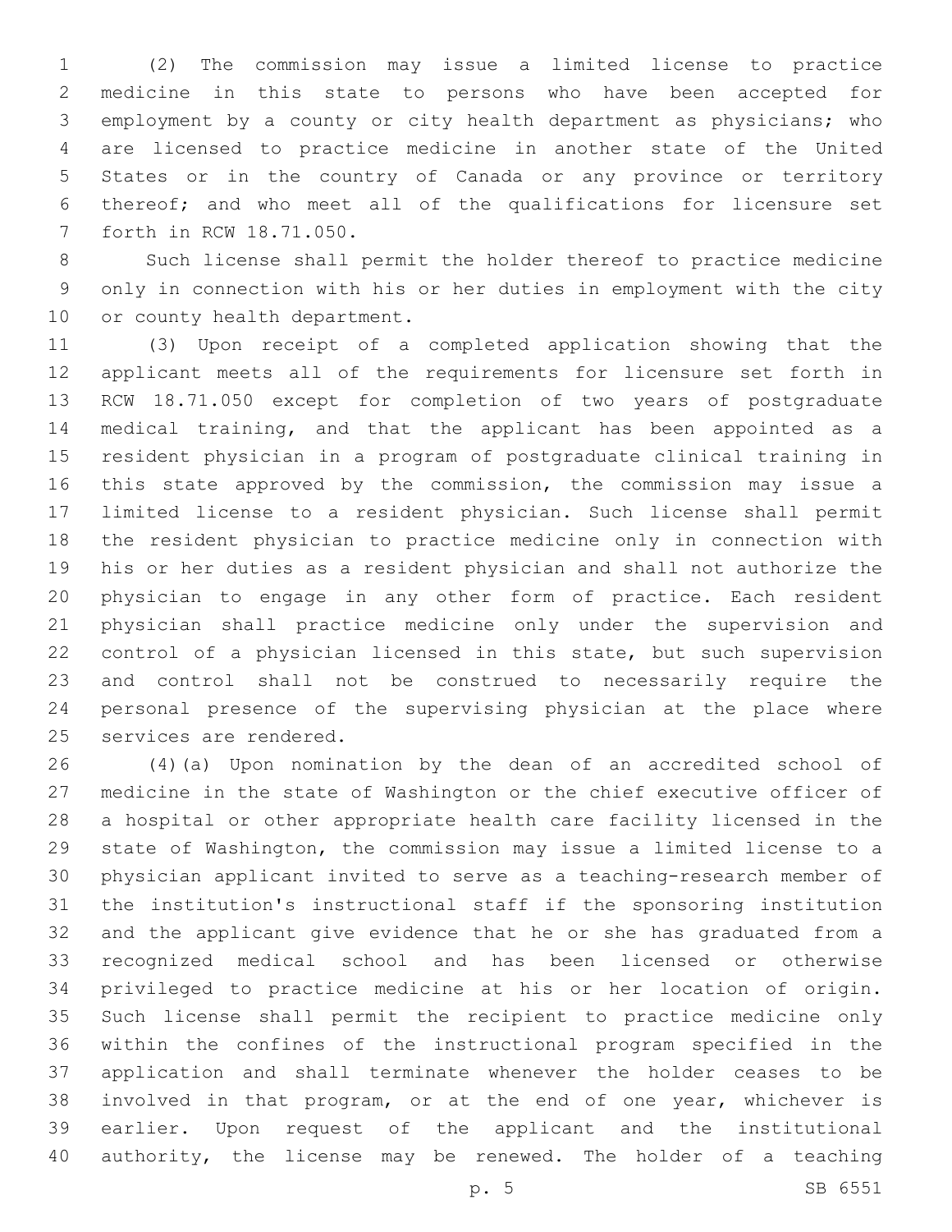(2) The commission may issue a limited license to practice medicine in this state to persons who have been accepted for employment by a county or city health department as physicians; who are licensed to practice medicine in another state of the United States or in the country of Canada or any province or territory thereof; and who meet all of the qualifications for licensure set forth in RCW 18.71.050.

Such license shall permit the holder thereof to practice medicine only in connection with his or her duties in employment with the city or county health department.

(3) Upon receipt of a completed application showing that the applicant meets all of the requirements for licensure set forth in RCW 18.71.050 except for completion of two years of postgraduate medical training, and that the applicant has been appointed as a resident physician in a program of postgraduate clinical training in this state approved by the commission, the commission may issue a limited license to a resident physician. Such license shall permit the resident physician to practice medicine only in connection with his or her duties as a resident physician and shall not authorize the physician to engage in any other form of practice. Each resident physician shall practice medicine only under the supervision and control of a physician licensed in this state, but such supervision and control shall not be construed to necessarily require the personal presence of the supervising physician at the place where services are rendered.

(4)(a) Upon nomination by the dean of an accredited school of medicine in the state of Washington or the chief executive officer of a hospital or other appropriate health care facility licensed in the state of Washington, the commission may issue a limited license to a physician applicant invited to serve as a teaching-research member of the institution's instructional staff if the sponsoring institution and the applicant give evidence that he or she has graduated from a recognized medical school and has been licensed or otherwise privileged to practice medicine at his or her location of origin. Such license shall permit the recipient to practice medicine only within the confines of the instructional program specified in the application and shall terminate whenever the holder ceases to be involved in that program, or at the end of one year, whichever is earlier. Upon request of the applicant and the institutional authority, the license may be renewed. The holder of a teaching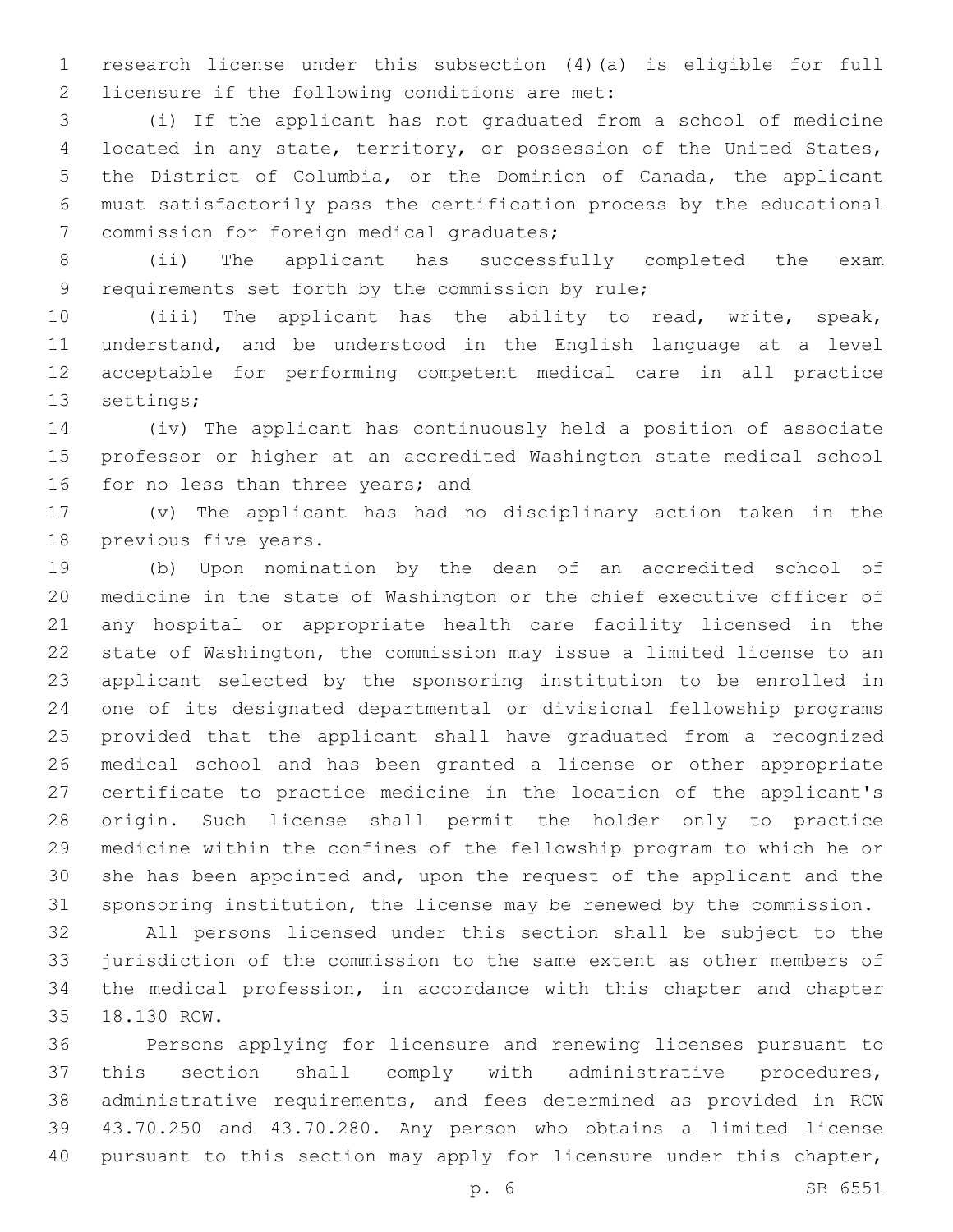research license under this subsection (4)(a) is eligible for full licensure if the following conditions are met:

(i) If the applicant has not graduated from a school of medicine located in any state, territory, or possession of the United States, the District of Columbia, or the Dominion of Canada, the applicant must satisfactorily pass the certification process by the educational commission for foreign medical graduates;

(ii) The applicant has successfully completed the exam requirements set forth by the commission by rule;

(iii) The applicant has the ability to read, write, speak, understand, and be understood in the English language at a level acceptable for performing competent medical care in all practice settings;

(iv) The applicant has continuously held a position of associate professor or higher at an accredited Washington state medical school for no less than three years; and

(v) The applicant has had no disciplinary action taken in the previous five years.

(b) Upon nomination by the dean of an accredited school of medicine in the state of Washington or the chief executive officer of any hospital or appropriate health care facility licensed in the state of Washington, the commission may issue a limited license to an applicant selected by the sponsoring institution to be enrolled in one of its designated departmental or divisional fellowship programs provided that the applicant shall have graduated from a recognized medical school and has been granted a license or other appropriate certificate to practice medicine in the location of the applicant's origin. Such license shall permit the holder only to practice medicine within the confines of the fellowship program to which he or she has been appointed and, upon the request of the applicant and the sponsoring institution, the license may be renewed by the commission.

All persons licensed under this section shall be subject to the jurisdiction of the commission to the same extent as other members of the medical profession, in accordance with this chapter and chapter 18.130 RCW.

Persons applying for licensure and renewing licenses pursuant to this section shall comply with administrative procedures, administrative requirements, and fees determined as provided in RCW 43.70.250 and 43.70.280. Any person who obtains a limited license pursuant to this section may apply for licensure under this chapter,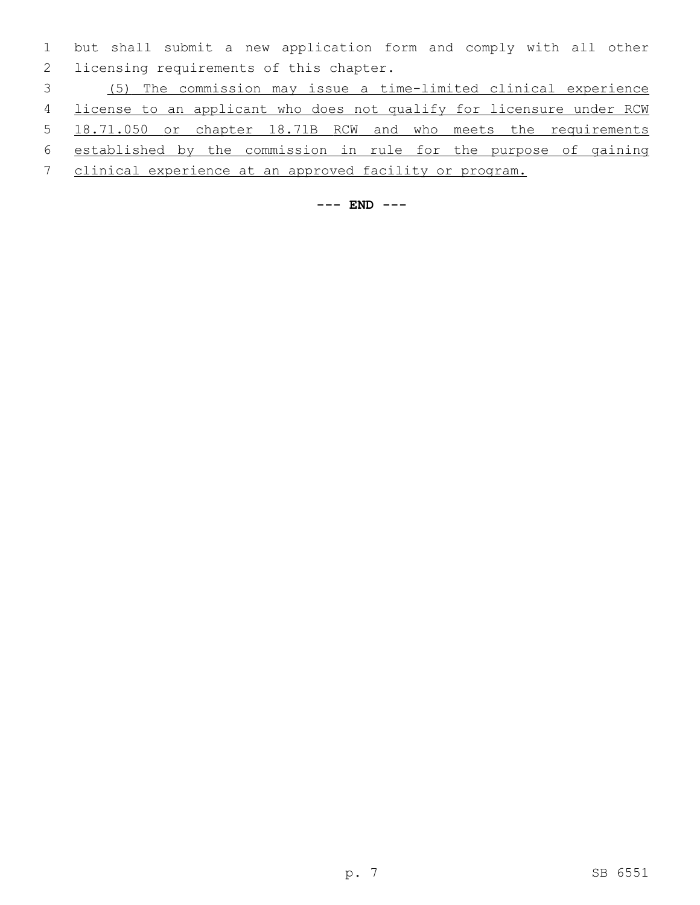but shall submit a new application form and comply with all other licensing requirements of this chapter.

<u>(5) The commission may issue a time-limited clinical experience license to an applicant who does not qualify for licensure under RCW 18.71.050 or chapter 18.71B RCW and who meets the requirements established by the commission in rule for the purpose of gaining clinical experience at an approved facility or program.</u>

**--- END ---**